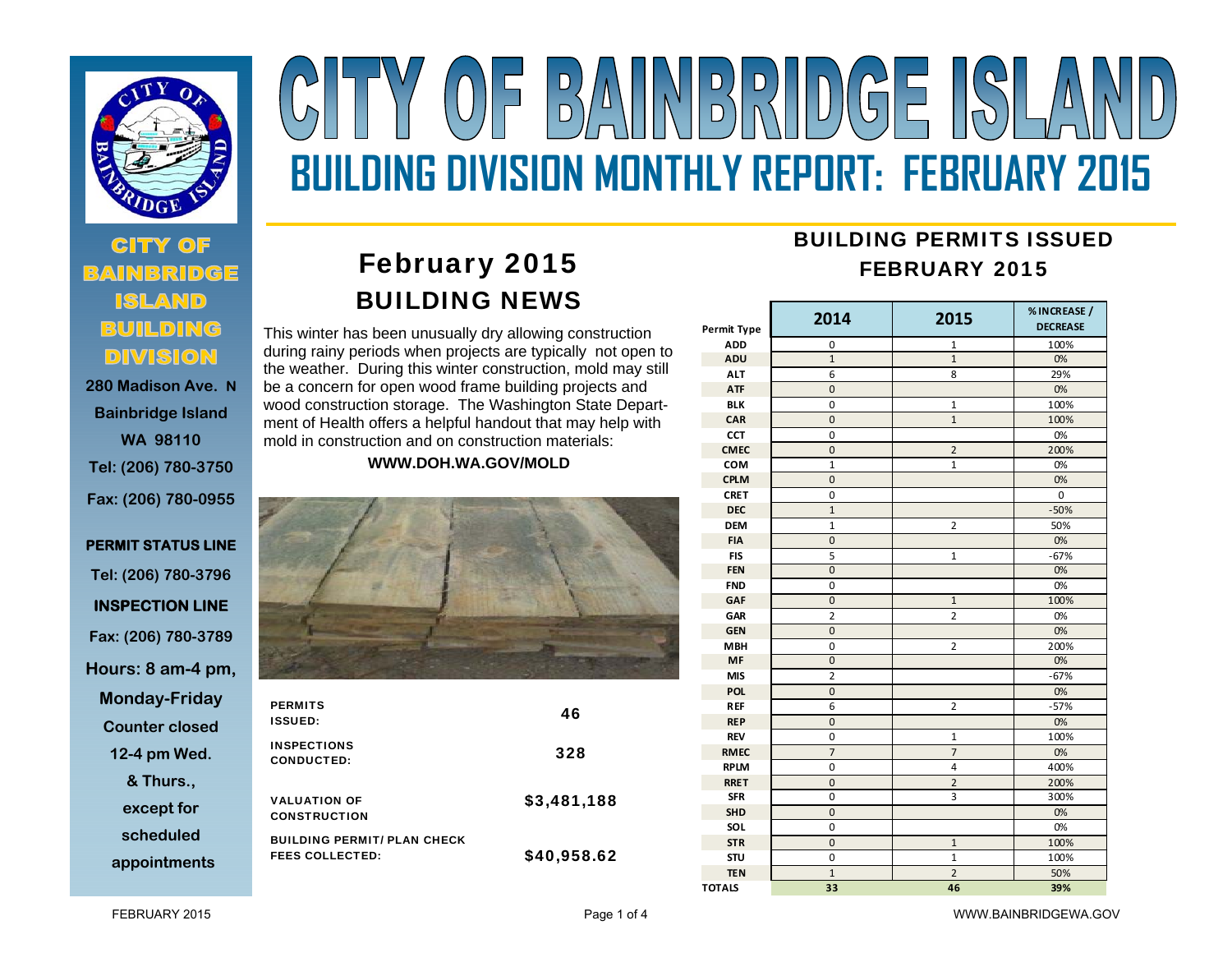# CITY OF BAINBRIDGE ISLAND

## BUILDING DIVISION MONTHLY REPORT: FEBRUARY 2015

**CITY OF BAINBRIDGE ISLAND BUILDING DIVISION**

280 Madison Ave. N
Bainbridge Island
WA 98110
Tel: (206) 780-3750
Fax: (206) 780-0955

**PERMIT STATUS LINE**
Tel: (206) 780-3796

**INSPECTION LINE**
Fax: (206) 780-3789

Hours: 8 am-4 pm, Monday-Friday
Counter closed 12-4 pm Wed. & Thurs., except for scheduled appointments

## February 2015 BUILDING NEWS

This winter has been unusually dry allowing construction during rainy periods when projects are typically not open to the weather. During this winter construction, mold may still be a concern for open wood frame building projects and wood construction storage. The Washington State Department of Health offers a helpful handout that may help with mold in construction and on construction materials:

**WWW.DOH.WA.GOV/MOLD**

| | |
|---|---|
| PERMITS ISSUED: | 46 |
| INSPECTIONS CONDUCTED: | 328 |
| VALUATION OF CONSTRUCTION | $3,481,188 |
| BUILDING PERMIT/ PLAN CHECK FEES COLLECTED: | $40,958.62 |

## BUILDING PERMITS ISSUED FEBRUARY 2015

| Permit Type | 2014 | 2015 | % INCREASE / DECREASE |
|---|---|---|---|
| ADD | 0 | 1 | 100% |
| ADU | 1 | 1 | 0% |
| ALT | 6 | 8 | 29% |
| ATF | 0 | | 0% |
| BLK | 0 | 1 | 100% |
| CAR | 0 | 1 | 100% |
| CCT | 0 | | 0% |
| CMEC | 0 | 2 | 200% |
| COM | 1 | 1 | 0% |
| CPLM | 0 | | 0% |
| CRET | 0 | | 0 |
| DEC | 1 | | -50% |
| DEM | 1 | 2 | 50% |
| FIA | 0 | | 0% |
| FIS | 5 | 1 | -67% |
| FEN | 0 | | 0% |
| FND | 0 | | 0% |
| GAF | 0 | 1 | 100% |
| GAR | 2 | 2 | 0% |
| GEN | 0 | | 0% |
| MBH | 0 | 2 | 200% |
| MF | 0 | | 0% |
| MIS | 2 | | -67% |
| POL | 0 | | 0% |
| REF | 6 | 2 | -57% |
| REP | 0 | | 0% |
| REV | 0 | 1 | 100% |
| RMEC | 7 | 7 | 0% |
| RPLM | 0 | 4 | 400% |
| RRET | 0 | 2 | 200% |
| SFR | 0 | 3 | 300% |
| SHD | 0 | | 0% |
| SOL | 0 | | 0% |
| STR | 0 | 1 | 100% |
| STU | 0 | 1 | 100% |
| TEN | 1 | 2 | 50% |
| TOTALS | 33 | 46 | 39% |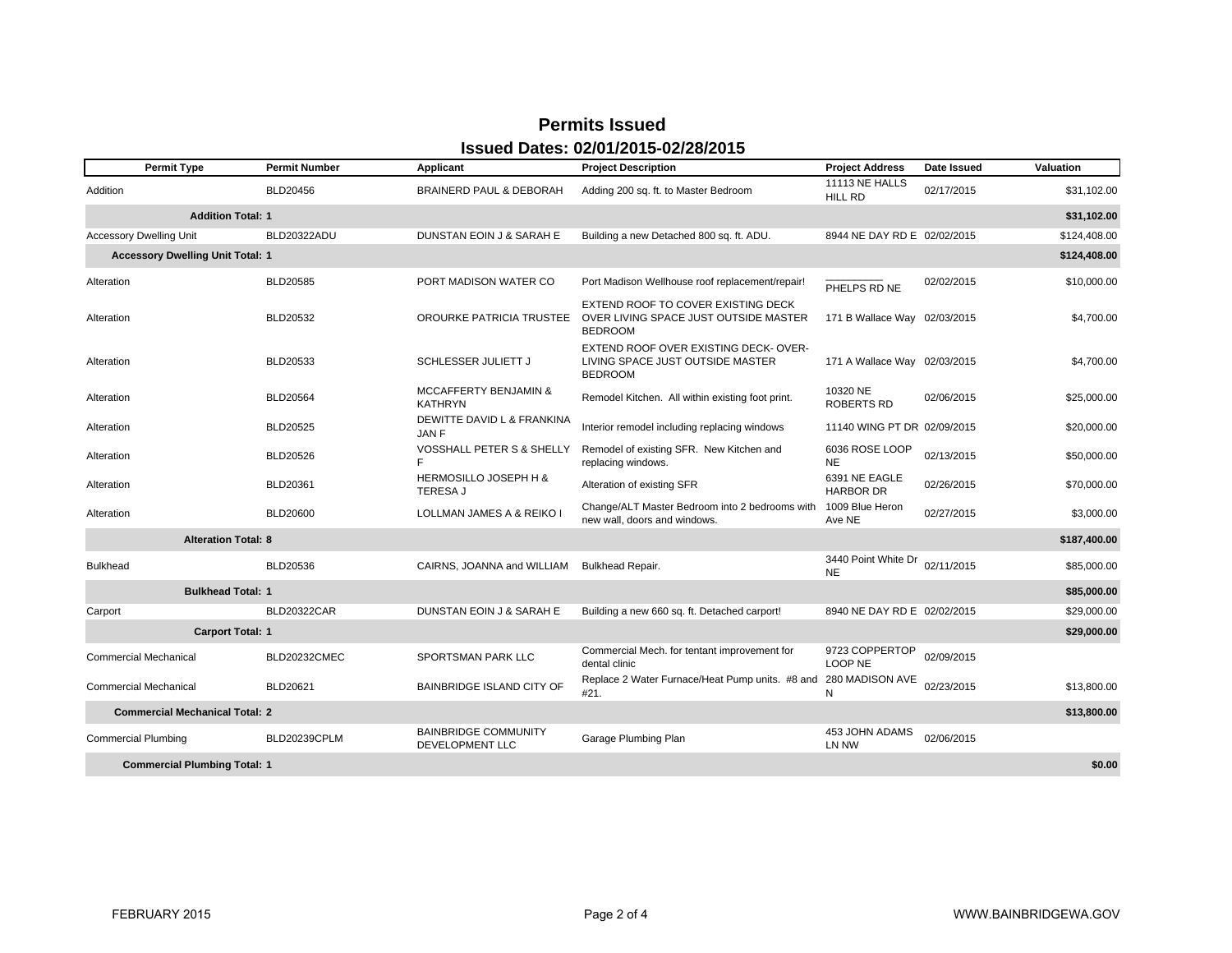# Permits Issued

## Issued Dates: 02/01/2015-02/28/2015

| Permit Type | Permit Number | Applicant | Project Description | Project Address | Date Issued | Valuation |
|---|---|---|---|---|---|---|
| Addition | BLD20456 | BRAINERD PAUL & DEBORAH | Adding 200 sq. ft. to Master Bedroom | 11113 NE HALLS HILL RD | 02/17/2015 | $31,102.00 |
| **Addition Total: 1** | | | | | | **$31,102.00** |
| Accessory Dwelling Unit | BLD20322ADU | DUNSTAN EOIN J & SARAH E | Building a new Detached 800 sq. ft. ADU. | 8944 NE DAY RD E | 02/02/2015 | $124,408.00 |
| **Accessory Dwelling Unit Total: 1** | | | | | | **$124,408.00** |
| Alteration | BLD20585 | PORT MADISON WATER CO | Port Madison Wellhouse roof replacement/repair! | PHELPS RD NE | 02/02/2015 | $10,000.00 |
| Alteration | BLD20532 | OROURKE PATRICIA TRUSTEE | EXTEND ROOF TO COVER EXISTING DECK OVER LIVING SPACE JUST OUTSIDE MASTER BEDROOM | 171 B Wallace Way | 02/03/2015 | $4,700.00 |
| Alteration | BLD20533 | SCHLESSER JULIETT J | EXTEND ROOF OVER EXISTING DECK- OVER-LIVING SPACE JUST OUTSIDE MASTER BEDROOM | 171 A Wallace Way | 02/03/2015 | $4,700.00 |
| Alteration | BLD20564 | MCCAFFERTY BENJAMIN & KATHRYN | Remodel Kitchen. All within existing foot print. | 10320 NE ROBERTS RD | 02/06/2015 | $25,000.00 |
| Alteration | BLD20525 | DEWITTE DAVID L & FRANKINA JAN F | Interior remodel including replacing windows | 11140 WING PT DR | 02/09/2015 | $20,000.00 |
| Alteration | BLD20526 | VOSSHALL PETER S & SHELLY F | Remodel of existing SFR. New Kitchen and replacing windows. | 6036 ROSE LOOP NE | 02/13/2015 | $50,000.00 |
| Alteration | BLD20361 | HERMOSILLO JOSEPH H & TERESA J | Alteration of existing SFR | 6391 NE EAGLE HARBOR DR | 02/26/2015 | $70,000.00 |
| Alteration | BLD20600 | LOLLMAN JAMES A & REIKO I | Change/ALT Master Bedroom into 2 bedrooms with new wall, doors and windows. | 1009 Blue Heron Ave NE | 02/27/2015 | $3,000.00 |
| **Alteration Total: 8** | | | | | | **$187,400.00** |
| Bulkhead | BLD20536 | CAIRNS, JOANNA and WILLIAM | Bulkhead Repair. | 3440 Point White Dr NE | 02/11/2015 | $85,000.00 |
| **Bulkhead Total: 1** | | | | | | **$85,000.00** |
| Carport | BLD20322CAR | DUNSTAN EOIN J & SARAH E | Building a new 660 sq. ft. Detached carport! | 8940 NE DAY RD E | 02/02/2015 | $29,000.00 |
| **Carport Total: 1** | | | | | | **$29,000.00** |
| Commercial Mechanical | BLD20232CMEC | SPORTSMAN PARK LLC | Commercial Mech. for tentant improvement for dental clinic | 9723 COPPERTOP LOOP NE | 02/09/2015 | |
| Commercial Mechanical | BLD20621 | BAINBRIDGE ISLAND CITY OF | Replace 2 Water Furnace/Heat Pump units. #8 and #21. | 280 MADISON AVE N | 02/23/2015 | $13,800.00 |
| **Commercial Mechanical Total: 2** | | | | | | **$13,800.00** |
| Commercial Plumbing | BLD20239CPLM | BAINBRIDGE COMMUNITY DEVELOPMENT LLC | Garage Plumbing Plan | 453 JOHN ADAMS LN NW | 02/06/2015 | |
| **Commercial Plumbing Total: 1** | | | | | | **$0.00** |

FEBRUARY 2015 — WWW.BAINBRIDGEWA.GOV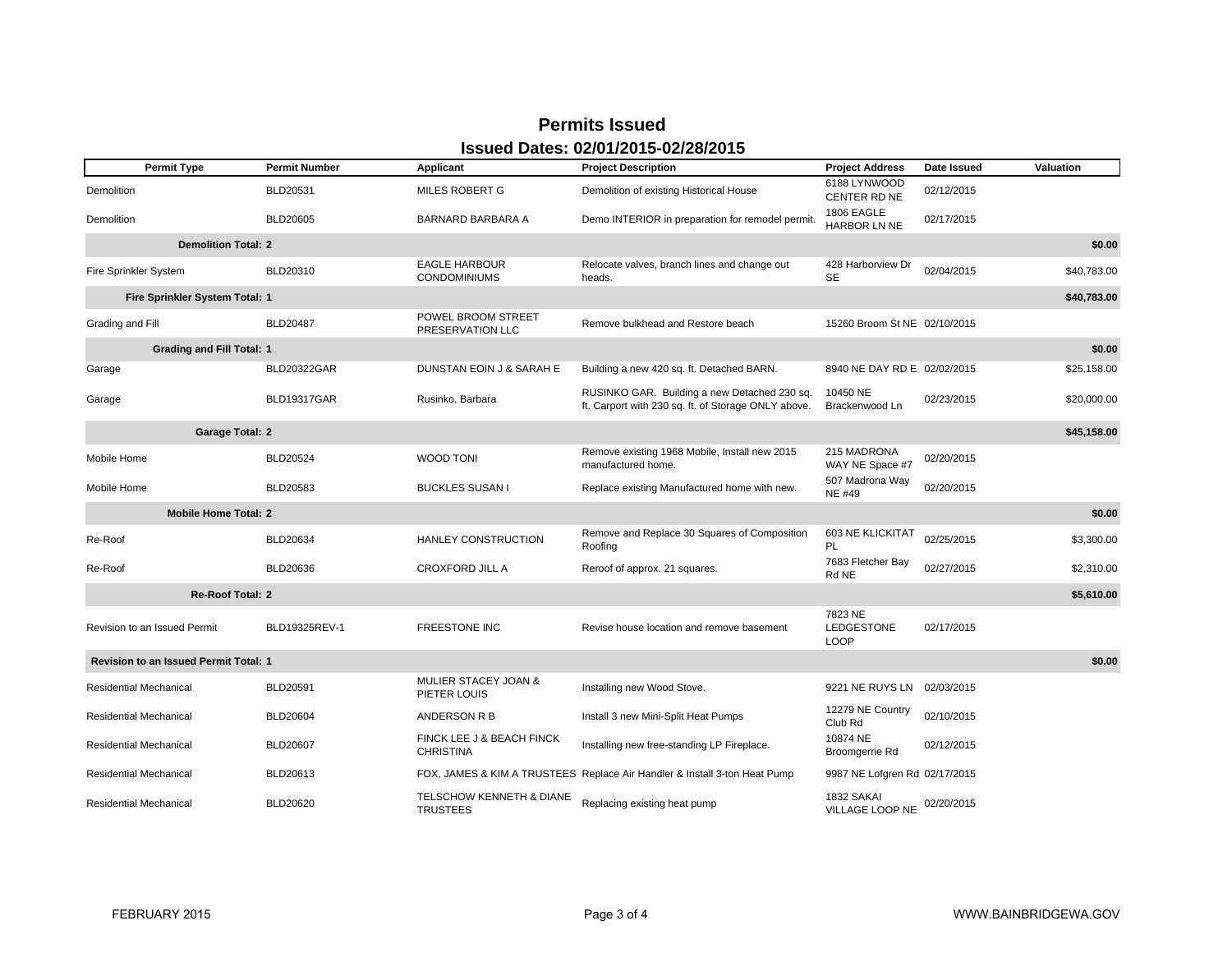# Permits Issued

## Issued Dates: 02/01/2015-02/28/2015

| Permit Type | Permit Number | Applicant | Project Description | Project Address | Date Issued | Valuation |
|---|---|---|---|---|---|---|
| Demolition | BLD20531 | MILES ROBERT G | Demolition of existing Historical House | 6188 LYNWOOD CENTER RD NE | 02/12/2015 | |
| Demolition | BLD20605 | BARNARD BARBARA A | Demo INTERIOR in preparation for remodel permit. | 1806 EAGLE HARBOR LN NE | 02/17/2015 | |
| **Demolition Total: 2** | | | | | | **$0.00** |
| Fire Sprinkler System | BLD20310 | EAGLE HARBOUR CONDOMINIUMS | Relocate valves, branch lines and change out heads. | 428 Harborview Dr SE | 02/04/2015 | $40,783.00 |
| **Fire Sprinkler System Total: 1** | | | | | | **$40,783.00** |
| Grading and Fill | BLD20487 | POWEL BROOM STREET PRESERVATION LLC | Remove bulkhead and Restore beach | 15260 Broom St NE | 02/10/2015 | |
| **Grading and Fill Total: 1** | | | | | | **$0.00** |
| Garage | BLD20322GAR | DUNSTAN EOIN J & SARAH E | Building a new 420 sq. ft. Detached BARN. | 8940 NE DAY RD E | 02/02/2015 | $25,158.00 |
| Garage | BLD19317GAR | Rusinko, Barbara | RUSINKO GAR. Building a new Detached 230 sq. ft. Carport with 230 sq. ft. of Storage ONLY above. | 10450 NE Brackenwood Ln | 02/23/2015 | $20,000.00 |
| **Garage Total: 2** | | | | | | **$45,158.00** |
| Mobile Home | BLD20524 | WOOD TONI | Remove existing 1968 Mobile, Install new 2015 manufactured home. | 215 MADRONA WAY NE Space #7 | 02/20/2015 | |
| Mobile Home | BLD20583 | BUCKLES SUSAN I | Replace existing Manufactured home with new. | 507 Madrona Way NE #49 | 02/20/2015 | |
| **Mobile Home Total: 2** | | | | | | **$0.00** |
| Re-Roof | BLD20634 | HANLEY CONSTRUCTION | Remove and Replace 30 Squares of Composition Roofing | 603 NE KLICKITAT PL | 02/25/2015 | $3,300.00 |
| Re-Roof | BLD20636 | CROXFORD JILL A | Reroof of approx. 21 squares. | 7683 Fletcher Bay Rd NE | 02/27/2015 | $2,310.00 |
| **Re-Roof Total: 2** | | | | | | **$5,610.00** |
| Revision to an Issued Permit | BLD19325REV-1 | FREESTONE INC | Revise house location and remove basement | 7823 NE LEDGESTONE LOOP | 02/17/2015 | |
| **Revision to an Issued Permit Total: 1** | | | | | | **$0.00** |
| Residential Mechanical | BLD20591 | MULIER STACEY JOAN & PIETER LOUIS | Installing new Wood Stove. | 9221 NE RUYS LN | 02/03/2015 | |
| Residential Mechanical | BLD20604 | ANDERSON R B | Install 3 new Mini-Split Heat Pumps | 12279 NE Country Club Rd | 02/10/2015 | |
| Residential Mechanical | BLD20607 | FINCK LEE J & BEACH FINCK CHRISTINA | Installing new free-standing LP Fireplace. | 10874 NE Broomgerrie Rd | 02/12/2015 | |
| Residential Mechanical | BLD20613 | FOX, JAMES & KIM A TRUSTEES | Replace Air Handler & Install 3-ton Heat Pump | 9987 NE Lofgren Rd | 02/17/2015 | |
| Residential Mechanical | BLD20620 | TELSCHOW KENNETH & DIANE TRUSTEES | Replacing existing heat pump | 1832 SAKAI VILLAGE LOOP NE | 02/20/2015 | |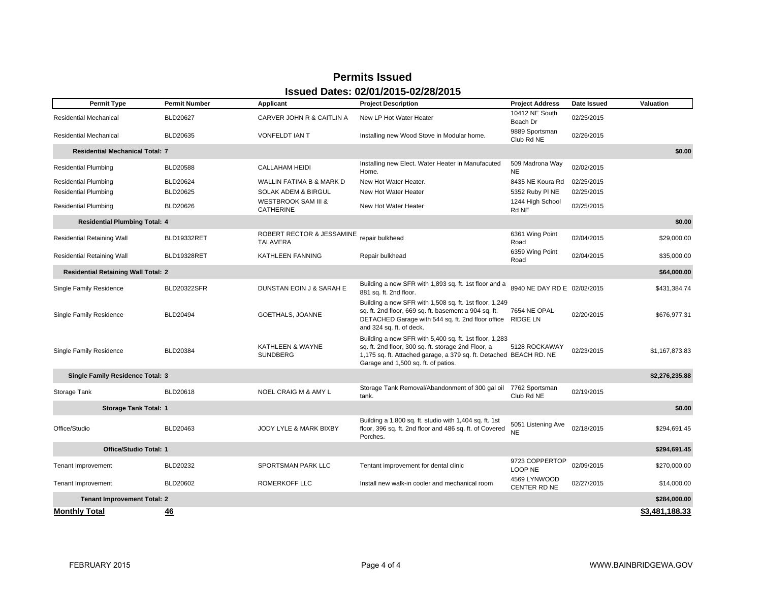## Permits Issued

### Issued Dates: 02/01/2015-02/28/2015

| Permit Type | Permit Number | Applicant | Project Description | Project Address | Date Issued | Valuation |
|---|---|---|---|---|---|---|
| Residential Mechanical | BLD20627 | CARVER JOHN R & CAITLIN A | New LP Hot Water Heater | 10412 NE South Beach Dr | 02/25/2015 | |
| Residential Mechanical | BLD20635 | VONFELDT IAN T | Installing new Wood Stove in Modular home. | 9889 Sportsman Club Rd NE | 02/26/2015 | |
| **Residential Mechanical Total: 7** | | | | | | **$0.00** |
| Residential Plumbing | BLD20588 | CALLAHAM HEIDI | Installing new Elect. Water Heater in Manufacuted Home. | 509 Madrona Way NE | 02/02/2015 | |
| Residential Plumbing | BLD20624 | WALLIN FATIMA B & MARK D | New Hot Water Heater. | 8435 NE Koura Rd | 02/25/2015 | |
| Residential Plumbing | BLD20625 | SOLAK ADEM & BIRGUL | New Hot Water Heater | 5352 Ruby Pl NE | 02/25/2015 | |
| Residential Plumbing | BLD20626 | WESTBROOK SAM III & CATHERINE | New Hot Water Heater | 1244 High School Rd NE | 02/25/2015 | |
| **Residential Plumbing Total: 4** | | | | | | **$0.00** |
| Residential Retaining Wall | BLD19332RET | ROBERT RECTOR & JESSAMINE TALAVERA | repair bulkhead | 6361 Wing Point Road | 02/04/2015 | $29,000.00 |
| Residential Retaining Wall | BLD19328RET | KATHLEEN FANNING | Repair bulkhead | 6359 Wing Point Road | 02/04/2015 | $35,000.00 |
| **Residential Retaining Wall Total: 2** | | | | | | **$64,000.00** |
| Single Family Residence | BLD20322SFR | DUNSTAN EOIN J & SARAH E | Building a new SFR with 1,893 sq. ft. 1st floor and a 881 sq. ft. 2nd floor. | 8940 NE DAY RD E | 02/02/2015 | $431,384.74 |
| Single Family Residence | BLD20494 | GOETHALS, JOANNE | Building a new SFR with 1,508 sq. ft. 1st floor, 1,249 sq. ft. 2nd floor, 669 sq. ft. basement a 904 sq. ft. DETACHED Garage with 544 sq. ft. 2nd floor office and 324 sq. ft. of deck. | 7654 NE OPAL RIDGE LN | 02/20/2015 | $676,977.31 |
| Single Family Residence | BLD20384 | KATHLEEN & WAYNE SUNDBERG | Building a new SFR with 5,400 sq. ft. 1st floor, 1,283 sq. ft. 2nd floor, 300 sq. ft. storage 2nd Floor, a 1,175 sq. ft. Attached garage, a 379 sq. ft. Detached Garage and 1,500 sq. ft. of patios. | 5128 ROCKAWAY BEACH RD. NE | 02/23/2015 | $1,167,873.83 |
| **Single Family Residence Total: 3** | | | | | | **$2,276,235.88** |
| Storage Tank | BLD20618 | NOEL CRAIG M & AMY L | Storage Tank Removal/Abandonment of 300 gal oil tank. | 7762 Sportsman Club Rd NE | 02/19/2015 | |
| **Storage Tank Total: 1** | | | | | | **$0.00** |
| Office/Studio | BLD20463 | JODY LYLE & MARK BIXBY | Building a 1,800 sq. ft. studio with 1,404 sq. ft. 1st floor, 396 sq. ft. 2nd floor and 486 sq. ft. of Covered Porches. | 5051 Listening Ave NE | 02/18/2015 | $294,691.45 |
| **Office/Studio Total: 1** | | | | | | **$294,691.45** |
| Tenant Improvement | BLD20232 | SPORTSMAN PARK LLC | Tentant improvement for dental clinic | 9723 COPPERTOP LOOP NE | 02/09/2015 | $270,000.00 |
| Tenant Improvement | BLD20602 | ROMERKOFF LLC | Install new walk-in cooler and mechanical room | 4569 LYNWOOD CENTER RD NE | 02/27/2015 | $14,000.00 |
| **Tenant Improvement Total: 2** | | | | | | **$284,000.00** |
| **Monthly Total** | **46** | | | | | **$3,481,188.33** |